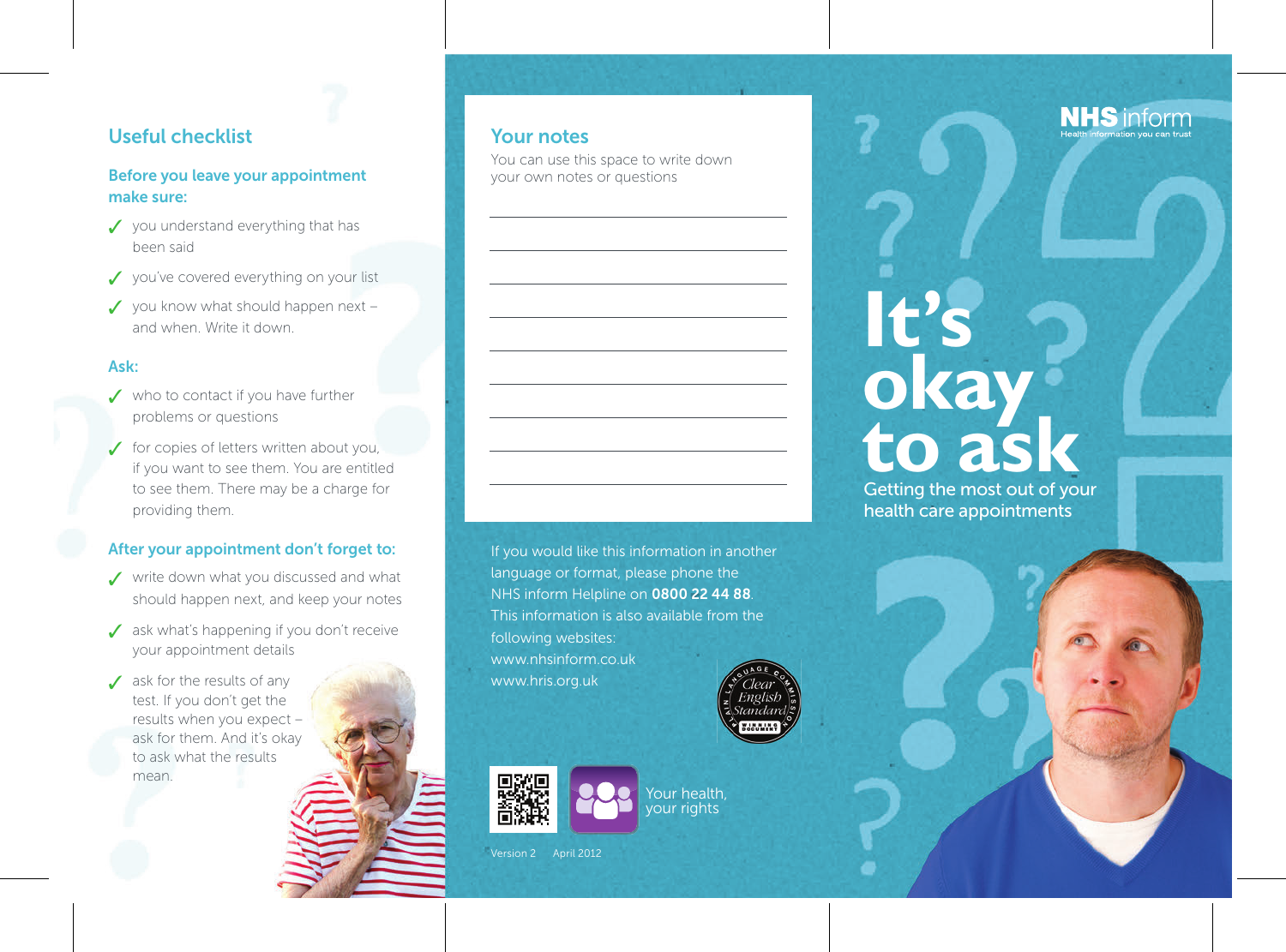## Useful checklist

### Before you leave your appointment make sure:

- ✓ you understand everything that has been said
- ✓ you've covered everything on your list
- ✓ you know what should happen next – and when. Write it down.

### Ask:

- ✓ who to contact if you have further problems or questions
- ✓ for copies of letters written about you, if you want to see them. You are entitled to see them. There may be a charge for providing them.

### After your appointment don't forget to:

- ✓ write down what you discussed and what should happen next, and keep your notes
- ✓ ask what's happening if you don't receive your appointment details
- ✓ ask for the results of any test. If you don't get the results when you expect – ask for them. And it's okay to ask what the results mean.

## Your notes

You can use this space to write down your own notes or questions

If you would like this information in another language or format, please phone the NHS inform Helpline on **0800 22 44 88**. This information is also available from the following websites:
www.nhsinform.co.uk
www.hris.org.uk

Plain Language Commission – Clear English Standard – Winning Document

Your health, your rights

Version 2 April 2012

**NHS inform**
Health information you can trust

# It's okay to ask

Getting the most out of your health care appointments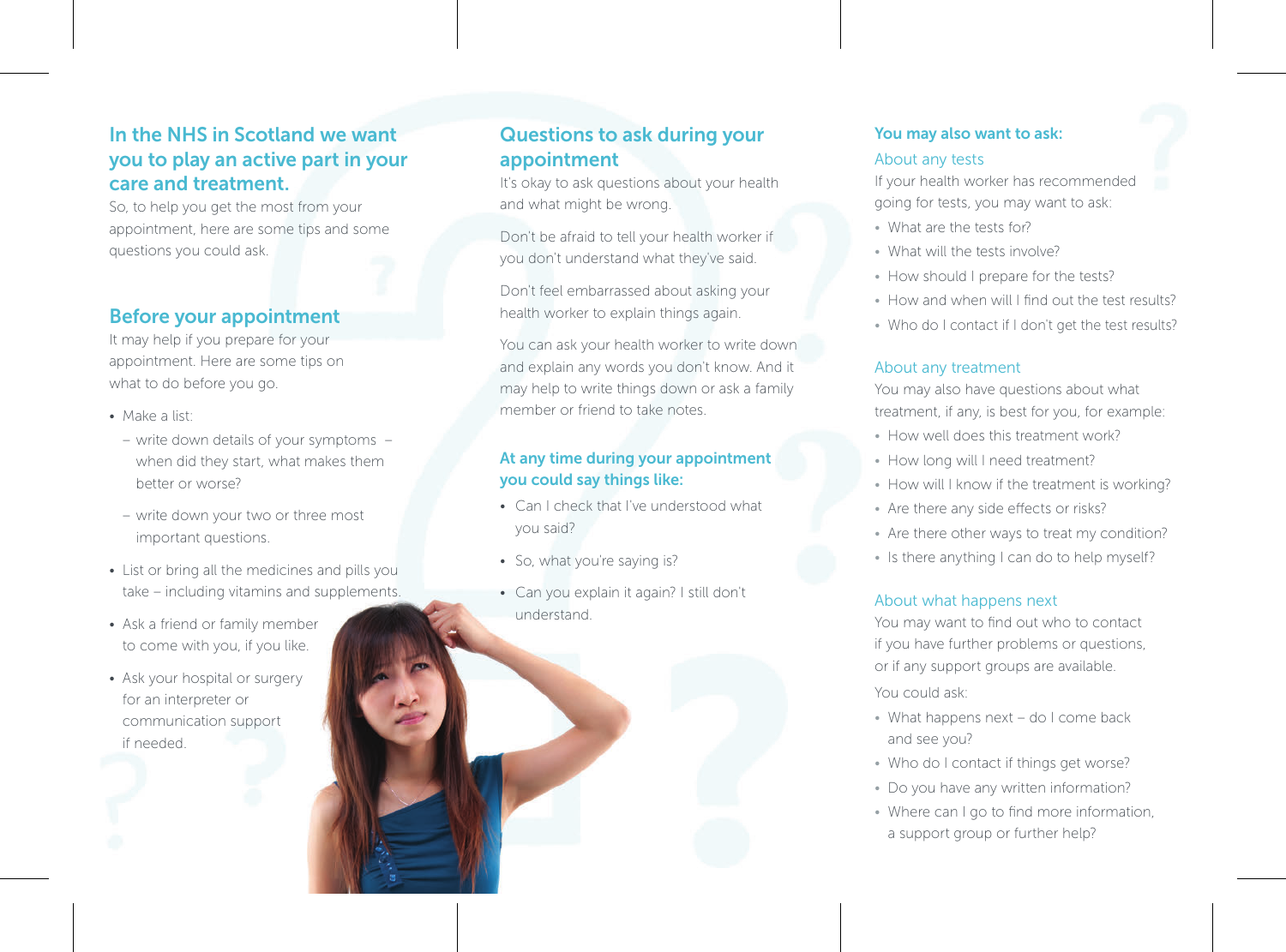## In the NHS in Scotland we want you to play an active part in your care and treatment.

So, to help you get the most from your appointment, here are some tips and some questions you could ask.

## Before your appointment

It may help if you prepare for your appointment. Here are some tips on what to do before you go.

- Make a list:
  - write down details of your symptoms – when did they start, what makes them better or worse?
  - write down your two or three most important questions.
- List or bring all the medicines and pills you take – including vitamins and supplements.
- Ask a friend or family member to come with you, if you like.
- Ask your hospital or surgery for an interpreter or communication support if needed.

## Questions to ask during your appointment

It's okay to ask questions about your health and what might be wrong.

Don't be afraid to tell your health worker if you don't understand what they've said.

Don't feel embarrassed about asking your health worker to explain things again.

You can ask your health worker to write down and explain any words you don't know. And it may help to write things down or ask a family member or friend to take notes.

### At any time during your appointment you could say things like:

- Can I check that I've understood what you said?
- So, what you're saying is?
- Can you explain it again? I still don't understand.

### You may also want to ask:

#### About any tests

If your health worker has recommended going for tests, you may want to ask:

- What are the tests for?
- What will the tests involve?
- How should I prepare for the tests?
- How and when will I find out the test results?
- Who do I contact if I don't get the test results?

#### About any treatment

You may also have questions about what treatment, if any, is best for you, for example:

- How well does this treatment work?
- How long will I need treatment?
- How will I know if the treatment is working?
- Are there any side effects or risks?
- Are there other ways to treat my condition?
- Is there anything I can do to help myself?

#### About what happens next

You may want to find out who to contact if you have further problems or questions, or if any support groups are available.

You could ask:

- What happens next – do I come back and see you?
- Who do I contact if things get worse?
- Do you have any written information?
- Where can I go to find more information, a support group or further help?